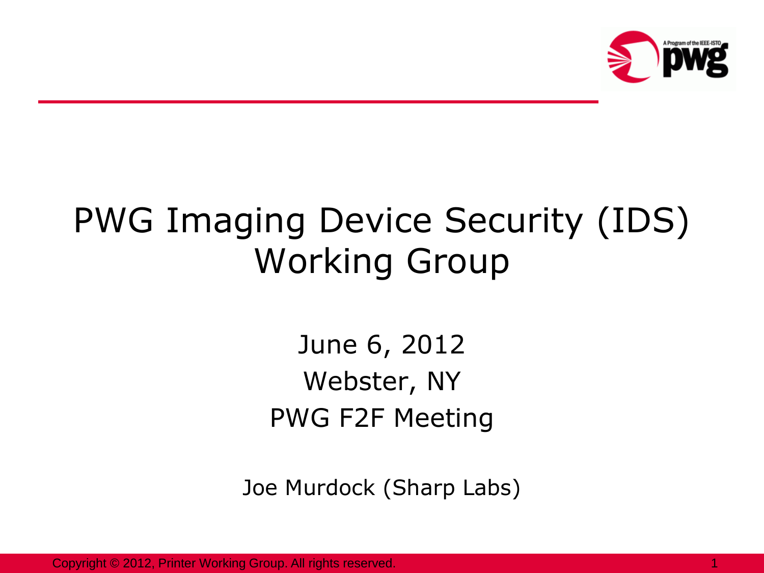# PWG Imaging Device Security (IDS) Working Group

June 6, 2012

Webster, NY

PWG F2F Meeting

Joe Murdock (Sharp Labs)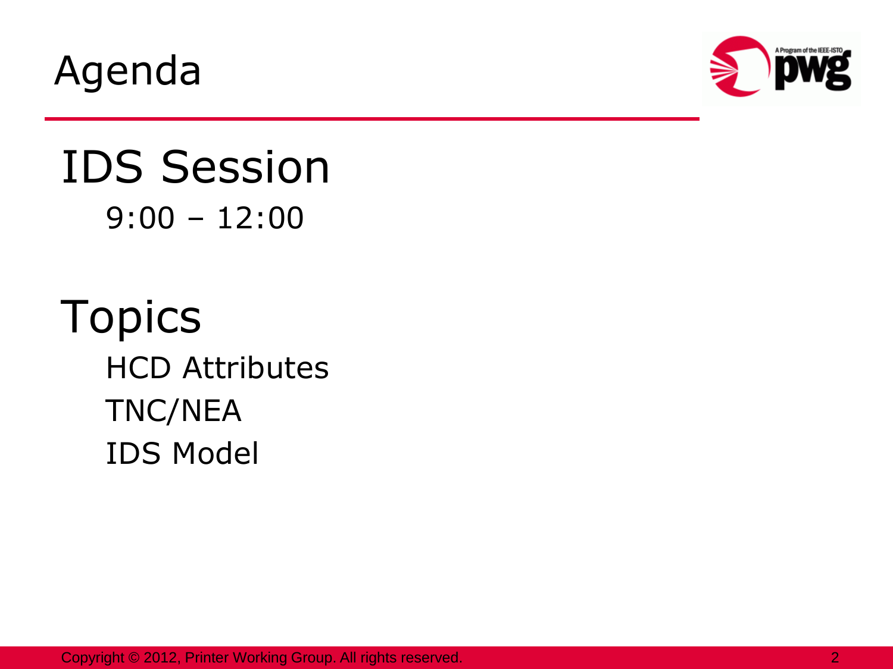# Agenda

## IDS Session

9:00 – 12:00

## Topics

- HCD Attributes
- TNC/NEA
- IDS Model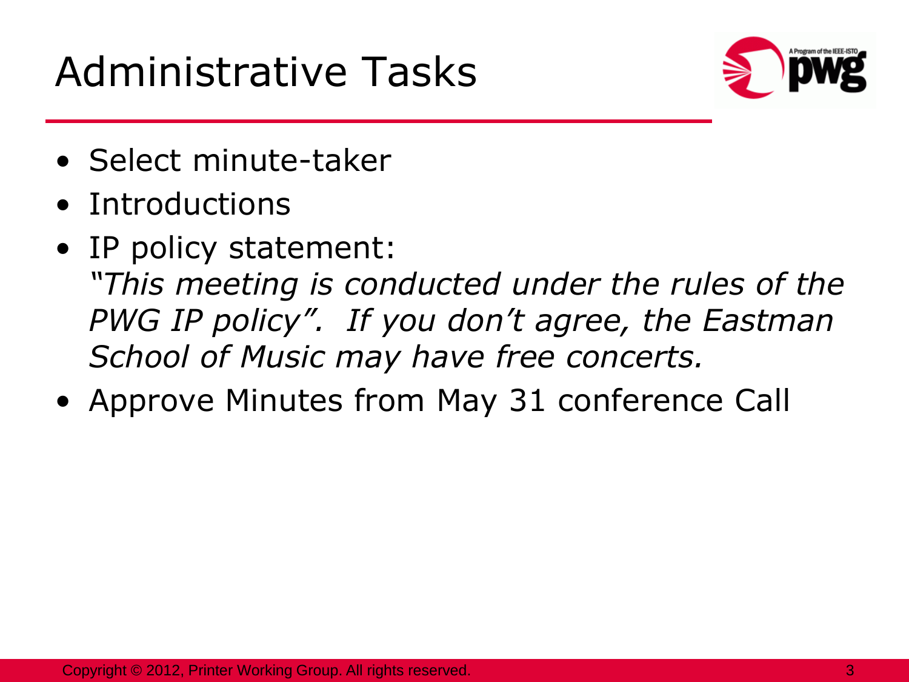# Administrative Tasks

- Select minute-taker
- Introductions
- IP policy statement:
  *"This meeting is conducted under the rules of the PWG IP policy". If you don't agree, the Eastman School of Music may have free concerts.*
- Approve Minutes from May 31 conference Call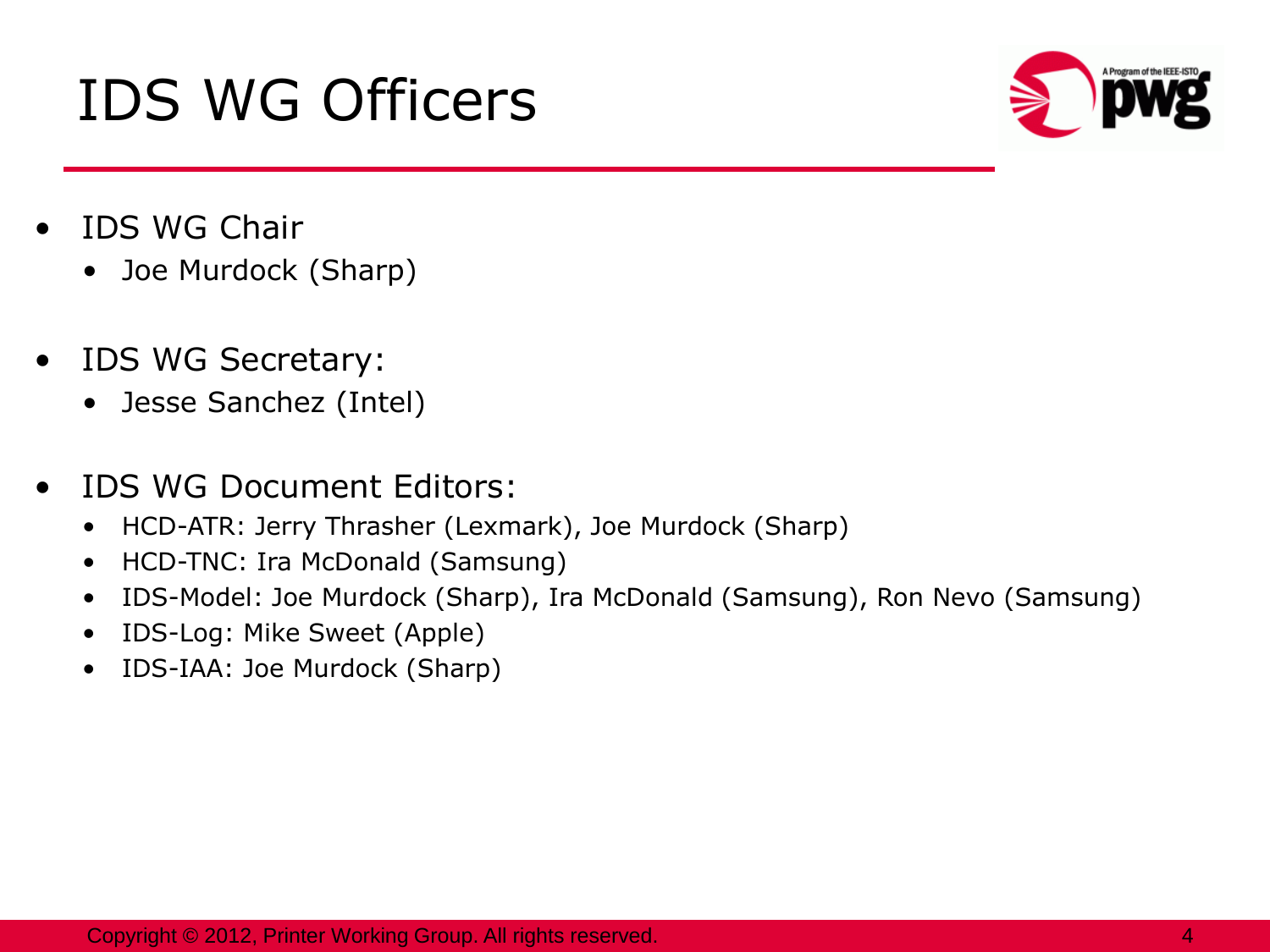# IDS WG Officers

- IDS WG Chair
  - Joe Murdock (Sharp)
- IDS WG Secretary:
  - Jesse Sanchez (Intel)
- IDS WG Document Editors:
  - HCD-ATR: Jerry Thrasher (Lexmark), Joe Murdock (Sharp)
  - HCD-TNC: Ira McDonald (Samsung)
  - IDS-Model: Joe Murdock (Sharp), Ira McDonald (Samsung), Ron Nevo (Samsung)
  - IDS-Log: Mike Sweet (Apple)
  - IDS-IAA: Joe Murdock (Sharp)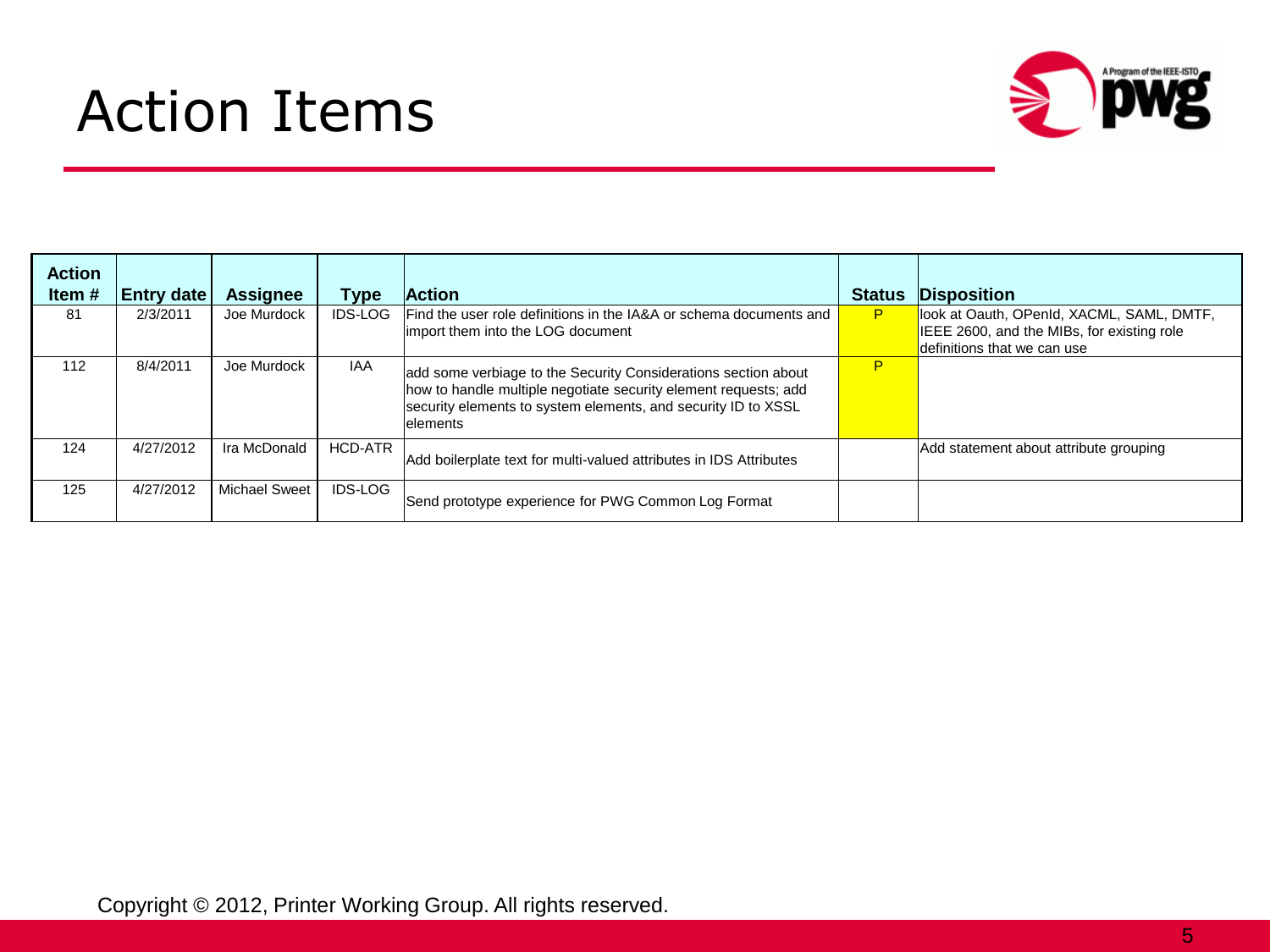# Action Items

| Action Item # | Entry date | Assignee | Type | Action | Status | Disposition |
|---|---|---|---|---|---|---|
| 81 | 2/3/2011 | Joe Murdock | IDS-LOG | Find the user role definitions in the IA&A or schema documents and import them into the LOG document | P | look at Oauth, OPenId, XACML, SAML, DMTF, IEEE 2600, and the MIBs, for existing role definitions that we can use |
| 112 | 8/4/2011 | Joe Murdock | IAA | add some verbiage to the Security Considerations section about how to handle multiple negotiate security element requests; add security elements to system elements, and security ID to XSSL elements | P | |
| 124 | 4/27/2012 | Ira McDonald | HCD-ATR | Add boilerplate text for multi-valued attributes in IDS Attributes | | Add statement about attribute grouping |
| 125 | 4/27/2012 | Michael Sweet | IDS-LOG | Send prototype experience for PWG Common Log Format | | |

Copyright © 2012, Printer Working Group. All rights reserved.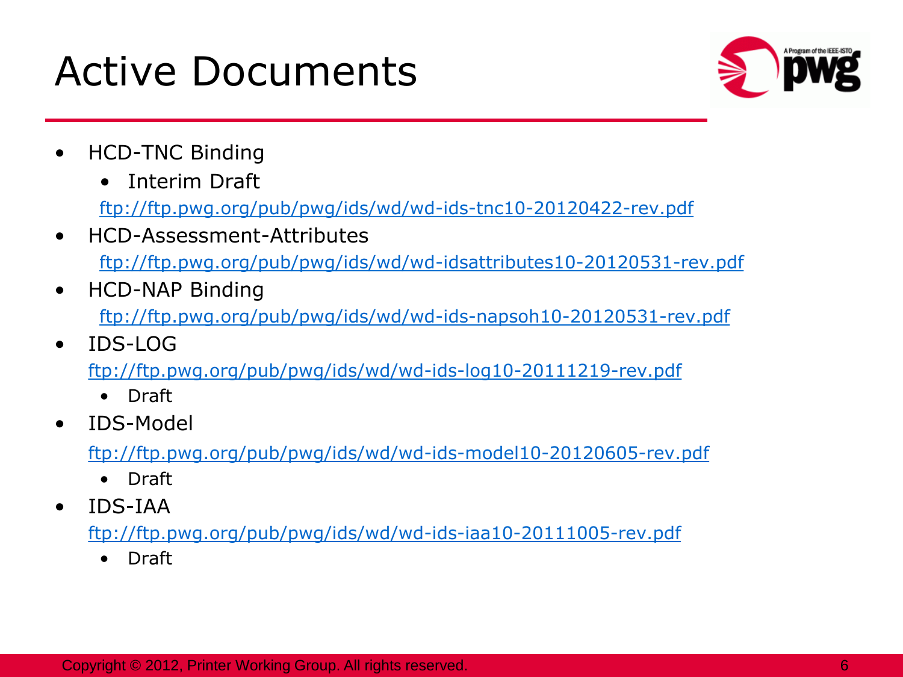# Active Documents

- HCD-TNC Binding
  - Interim Draft

  ftp://ftp.pwg.org/pub/pwg/ids/wd/wd-ids-tnc10-20120422-rev.pdf
- HCD-Assessment-Attributes

  ftp://ftp.pwg.org/pub/pwg/ids/wd/wd-idsattributes10-20120531-rev.pdf
- HCD-NAP Binding

  ftp://ftp.pwg.org/pub/pwg/ids/wd/wd-ids-napsoh10-20120531-rev.pdf
- IDS-LOG

  ftp://ftp.pwg.org/pub/pwg/ids/wd/wd-ids-log10-20111219-rev.pdf
  - Draft
- IDS-Model

  ftp://ftp.pwg.org/pub/pwg/ids/wd/wd-ids-model10-20120605-rev.pdf
  - Draft
- IDS-IAA

  ftp://ftp.pwg.org/pub/pwg/ids/wd/wd-ids-iaa10-20111005-rev.pdf
  - Draft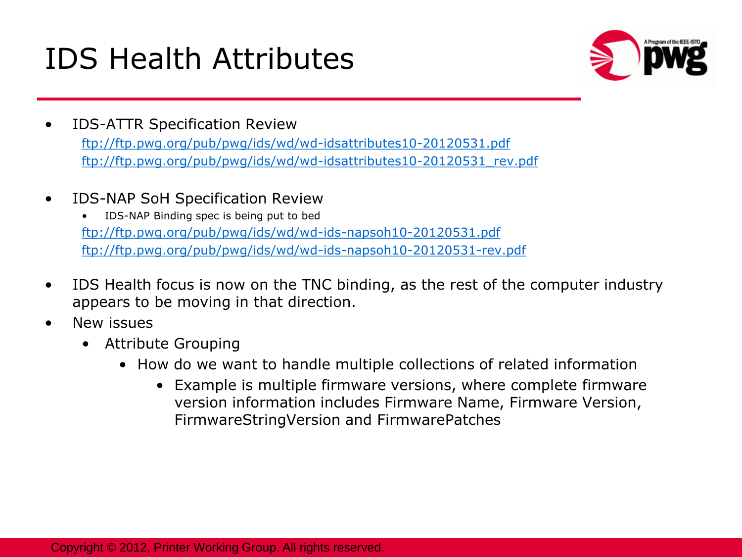# IDS Health Attributes

- IDS-ATTR Specification Review
  ftp://ftp.pwg.org/pub/pwg/ids/wd/wd-idsattributes10-20120531.pdf
  ftp://ftp.pwg.org/pub/pwg/ids/wd/wd-idsattributes10-20120531_rev.pdf
- IDS-NAP SoH Specification Review
  - IDS-NAP Binding spec is being put to bed
  
  ftp://ftp.pwg.org/pub/pwg/ids/wd/wd-ids-napsoh10-20120531.pdf
  ftp://ftp.pwg.org/pub/pwg/ids/wd/wd-ids-napsoh10-20120531-rev.pdf
- IDS Health focus is now on the TNC binding, as the rest of the computer industry appears to be moving in that direction.
- New issues
  - Attribute Grouping
    - How do we want to handle multiple collections of related information
      - Example is multiple firmware versions, where complete firmware version information includes Firmware Name, Firmware Version, FirmwareStringVersion and FirmwarePatches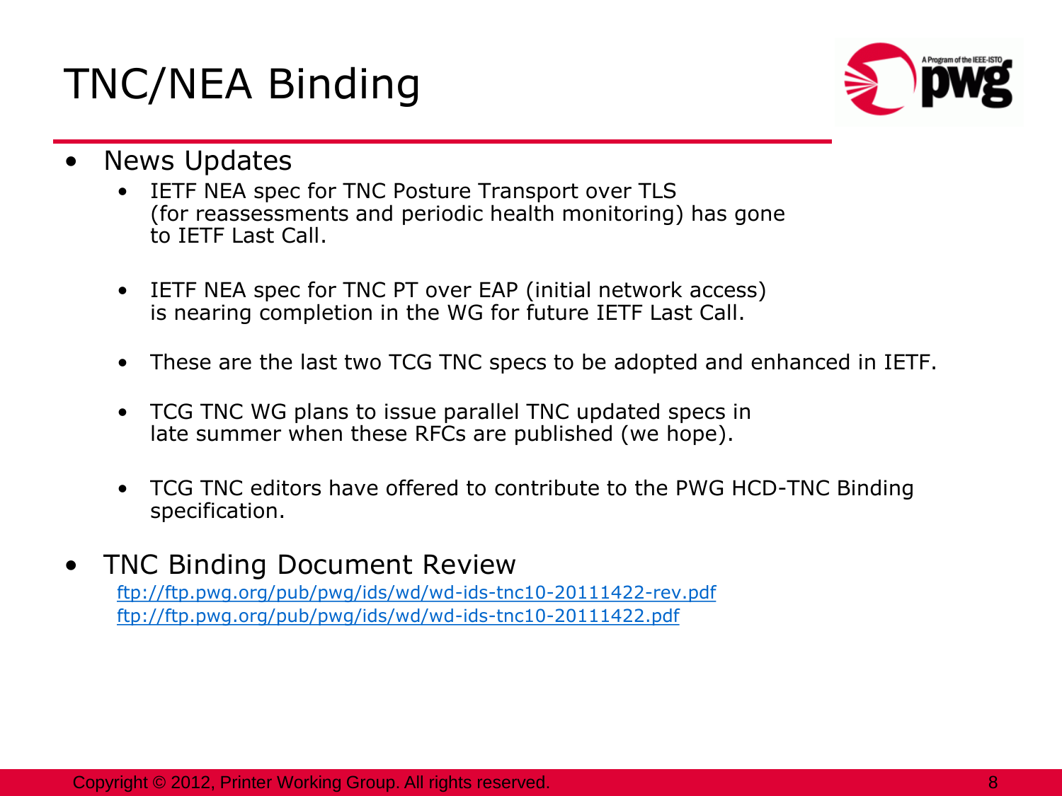# TNC/NEA Binding

- News Updates
  - IETF NEA spec for TNC Posture Transport over TLS (for reassessments and periodic health monitoring) has gone to IETF Last Call.
  - IETF NEA spec for TNC PT over EAP (initial network access) is nearing completion in the WG for future IETF Last Call.
  - These are the last two TCG TNC specs to be adopted and enhanced in IETF.
  - TCG TNC WG plans to issue parallel TNC updated specs in late summer when these RFCs are published (we hope).
  - TCG TNC editors have offered to contribute to the PWG HCD-TNC Binding specification.
- TNC Binding Document Review

  ftp://ftp.pwg.org/pub/pwg/ids/wd/wd-ids-tnc10-20111422-rev.pdf

  ftp://ftp.pwg.org/pub/pwg/ids/wd/wd-ids-tnc10-20111422.pdf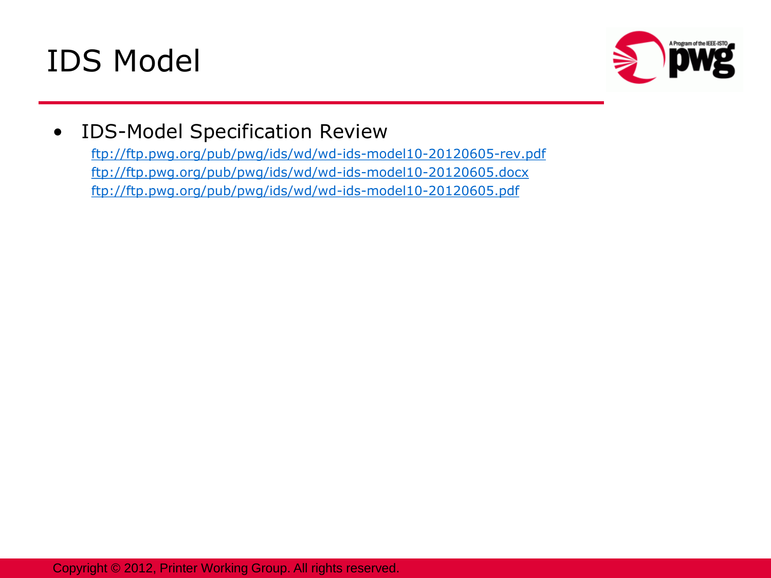# IDS Model

- IDS-Model Specification Review
  - ftp://ftp.pwg.org/pub/pwg/ids/wd/wd-ids-model10-20120605-rev.pdf
  - ftp://ftp.pwg.org/pub/pwg/ids/wd/wd-ids-model10-20120605.docx
  - ftp://ftp.pwg.org/pub/pwg/ids/wd/wd-ids-model10-20120605.pdf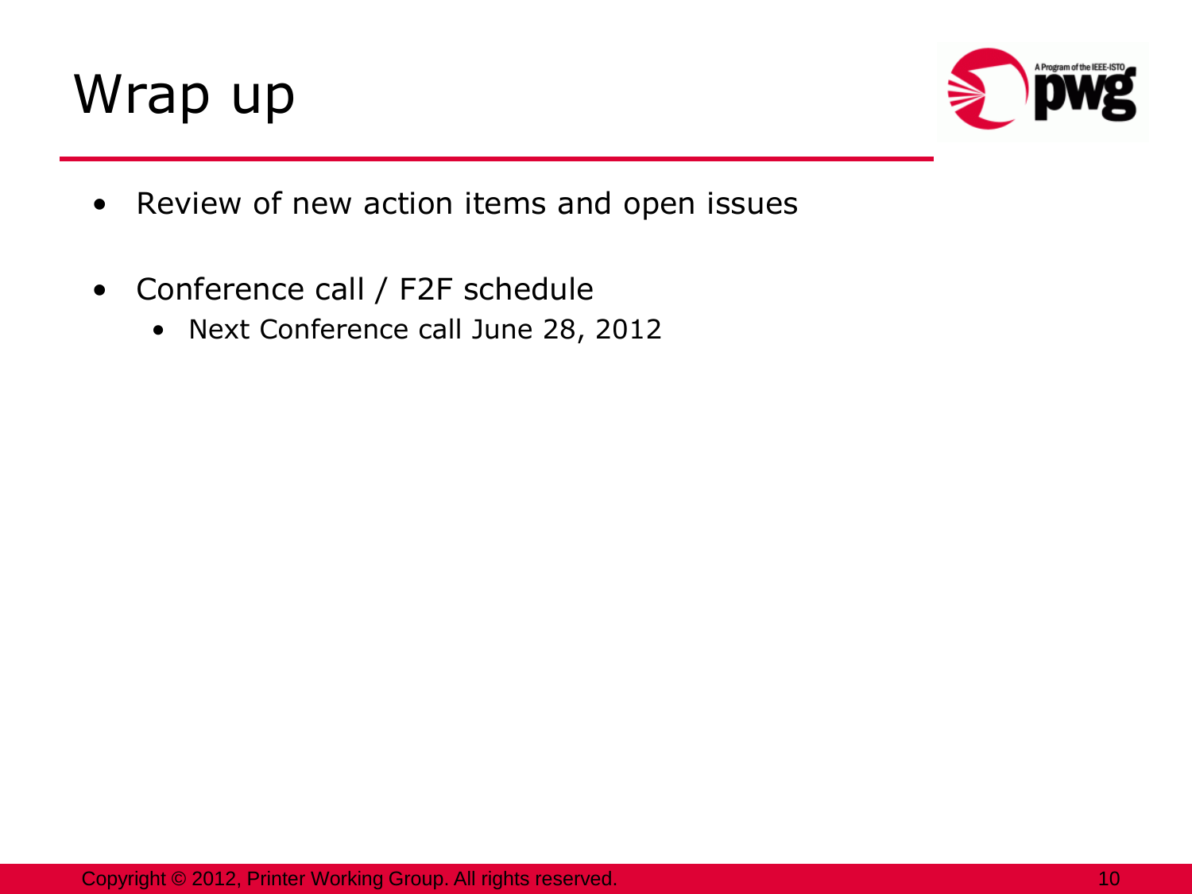# Wrap up

- Review of new action items and open issues
- Conference call / F2F schedule
  - Next Conference call June 28, 2012